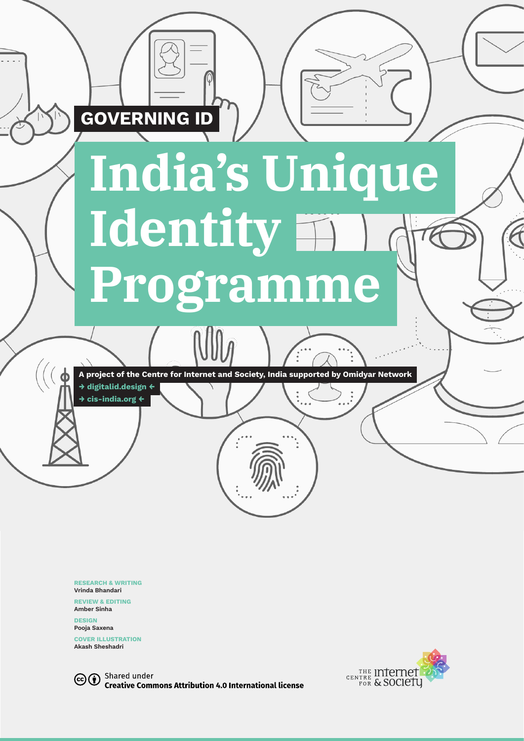**GOVERNING ID**

# India's Unique Identity Programme

**A project of the Centre for Internet and Society, India supported by Omidyar Network**

→ digitalid.design ←

→ cis-india.org ←

**RESEARCH & WRITING**
Vrinda Bhandari

**REVIEW & EDITING**
Amber Sinha

**DESIGN**
Pooja Saxena

**COVER ILLUSTRATION**
Akash Sheshadri

Shared under
**Creative Commons Attribution 4.0 International license**

THE CENTRE FOR Internet & Society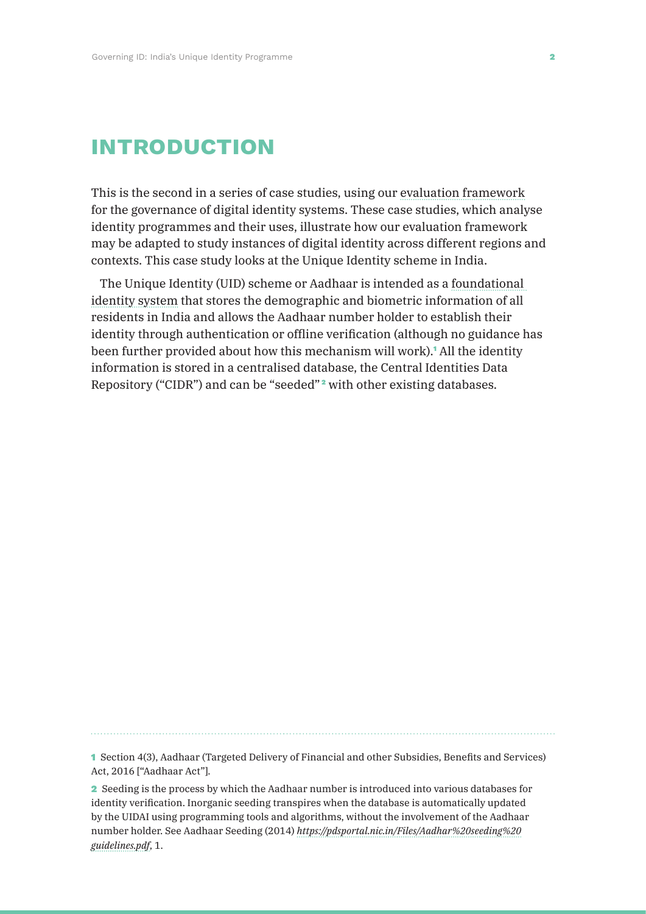# INTRODUCTION

This is the second in a series of case studies, using our evaluation framework for the governance of digital identity systems. These case studies, which analyse identity programmes and their uses, illustrate how our evaluation framework may be adapted to study instances of digital identity across different regions and contexts. This case study looks at the Unique Identity scheme in India.

The Unique Identity (UID) scheme or Aadhaar is intended as a foundational identity system that stores the demographic and biometric information of all residents in India and allows the Aadhaar number holder to establish their identity through authentication or offline verification (although no guidance has been further provided about how this mechanism will work).[1] All the identity information is stored in a centralised database, the Central Identities Data Repository ("CIDR") and can be "seeded" [2] with other existing databases.

---

[1] Section 4(3), Aadhaar (Targeted Delivery of Financial and other Subsidies, Benefits and Services) Act, 2016 ["Aadhaar Act"].

[2] Seeding is the process by which the Aadhaar number is introduced into various databases for identity verification. Inorganic seeding transpires when the database is automatically updated by the UIDAI using programming tools and algorithms, without the involvement of the Aadhaar number holder. See Aadhaar Seeding (2014) *https://pdsportal.nic.in/Files/Aadhar%20seeding%20guidelines.pdf*, 1.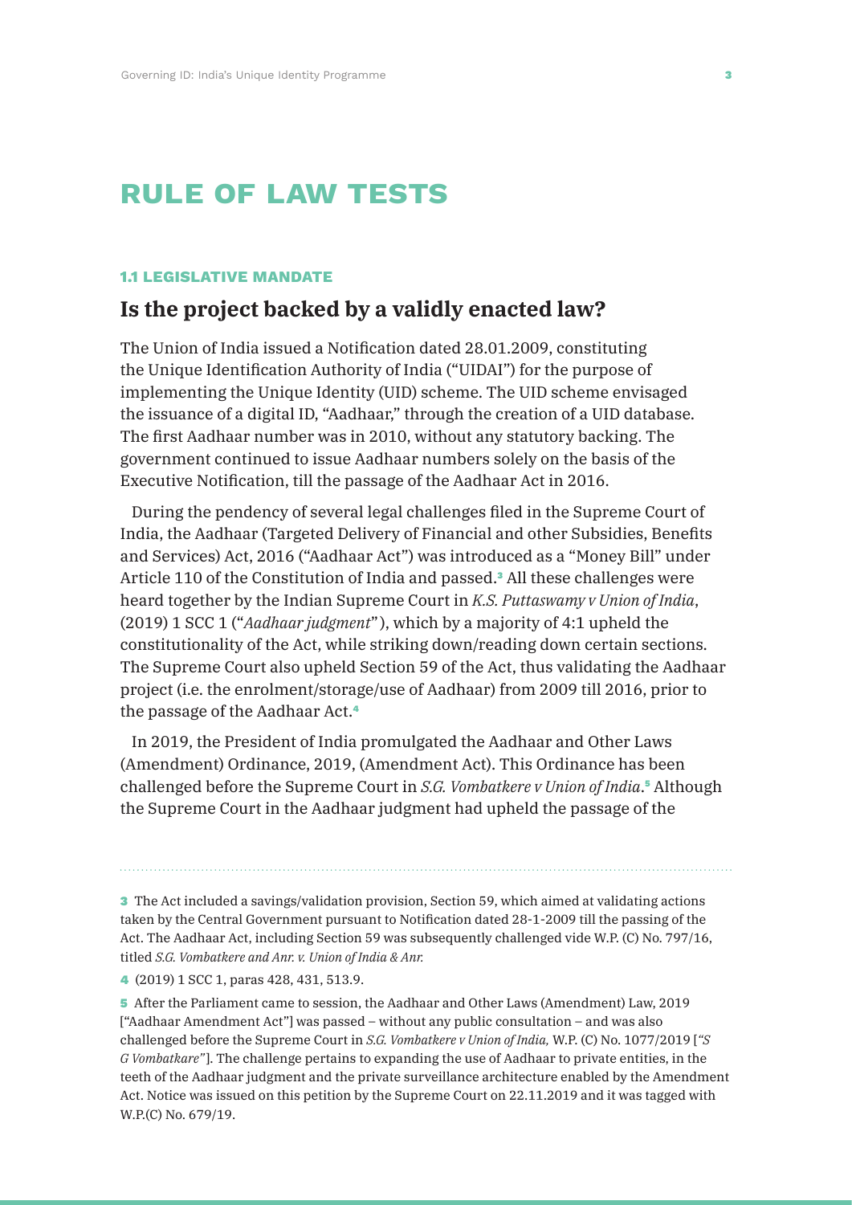# RULE OF LAW TESTS

### 1.1 LEGISLATIVE MANDATE

## Is the project backed by a validly enacted law?

The Union of India issued a Notification dated 28.01.2009, constituting the Unique Identification Authority of India ("UIDAI") for the purpose of implementing the Unique Identity (UID) scheme. The UID scheme envisaged the issuance of a digital ID, "Aadhaar," through the creation of a UID database. The first Aadhaar number was in 2010, without any statutory backing. The government continued to issue Aadhaar numbers solely on the basis of the Executive Notification, till the passage of the Aadhaar Act in 2016.

During the pendency of several legal challenges filed in the Supreme Court of India, the Aadhaar (Targeted Delivery of Financial and other Subsidies, Benefits and Services) Act, 2016 ("Aadhaar Act") was introduced as a "Money Bill" under Article 110 of the Constitution of India and passed.[3] All these challenges were heard together by the Indian Supreme Court in *K.S. Puttaswamy v Union of India*, (2019) 1 SCC 1 ("*Aadhaar judgment*"), which by a majority of 4:1 upheld the constitutionality of the Act, while striking down/reading down certain sections. The Supreme Court also upheld Section 59 of the Act, thus validating the Aadhaar project (i.e. the enrolment/storage/use of Aadhaar) from 2009 till 2016, prior to the passage of the Aadhaar Act.[4]

In 2019, the President of India promulgated the Aadhaar and Other Laws (Amendment) Ordinance, 2019, (Amendment Act). This Ordinance has been challenged before the Supreme Court in *S.G. Vombatkere v Union of India*.[5] Although the Supreme Court in the Aadhaar judgment had upheld the passage of the

---

[3] The Act included a savings/validation provision, Section 59, which aimed at validating actions taken by the Central Government pursuant to Notification dated 28-1-2009 till the passing of the Act. The Aadhaar Act, including Section 59 was subsequently challenged vide W.P. (C) No. 797/16, titled *S.G. Vombatkere and Anr. v. Union of India & Anr.*

[4] (2019) 1 SCC 1, paras 428, 431, 513.9.

[5] After the Parliament came to session, the Aadhaar and Other Laws (Amendment) Law, 2019 ["Aadhaar Amendment Act"] was passed – without any public consultation – and was also challenged before the Supreme Court in *S.G. Vombatkere v Union of India,* W.P. (C) No. 1077/2019 [*"S G Vombatkare"*]. The challenge pertains to expanding the use of Aadhaar to private entities, in the teeth of the Aadhaar judgment and the private surveillance architecture enabled by the Amendment Act. Notice was issued on this petition by the Supreme Court on 22.11.2019 and it was tagged with W.P.(C) No. 679/19.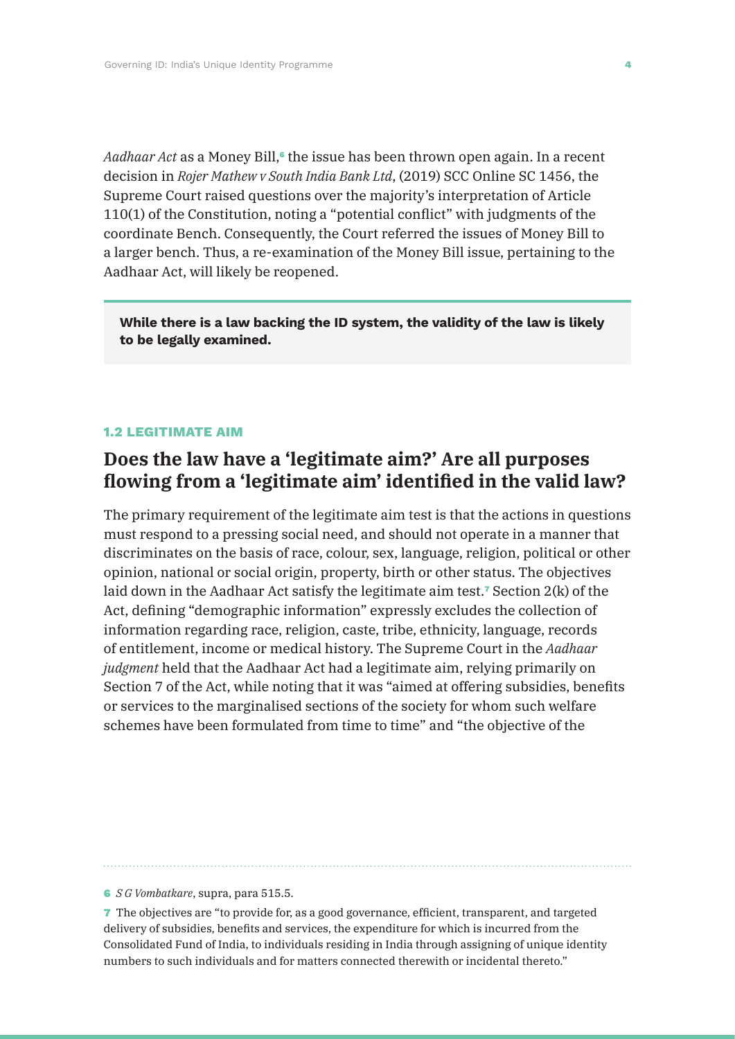*Aadhaar Act* as a Money Bill,[6] the issue has been thrown open again. In a recent decision in *Rojer Mathew v South India Bank Ltd*, (2019) SCC Online SC 1456, the Supreme Court raised questions over the majority's interpretation of Article 110(1) of the Constitution, noting a "potential conflict" with judgments of the coordinate Bench. Consequently, the Court referred the issues of Money Bill to a larger bench. Thus, a re-examination of the Money Bill issue, pertaining to the Aadhaar Act, will likely be reopened.

> **While there is a law backing the ID system, the validity of the law is likely to be legally examined.**

### 1.2 LEGITIMATE AIM

## Does the law have a 'legitimate aim?' Are all purposes flowing from a 'legitimate aim' identified in the valid law?

The primary requirement of the legitimate aim test is that the actions in questions must respond to a pressing social need, and should not operate in a manner that discriminates on the basis of race, colour, sex, language, religion, political or other opinion, national or social origin, property, birth or other status. The objectives laid down in the Aadhaar Act satisfy the legitimate aim test.[7] Section 2(k) of the Act, defining "demographic information" expressly excludes the collection of information regarding race, religion, caste, tribe, ethnicity, language, records of entitlement, income or medical history. The Supreme Court in the *Aadhaar judgment* held that the Aadhaar Act had a legitimate aim, relying primarily on Section 7 of the Act, while noting that it was "aimed at offering subsidies, benefits or services to the marginalised sections of the society for whom such welfare schemes have been formulated from time to time" and "the objective of the

---

[6] *S G Vombatkare*, supra, para 515.5.

[7] The objectives are "to provide for, as a good governance, efficient, transparent, and targeted delivery of subsidies, benefits and services, the expenditure for which is incurred from the Consolidated Fund of India, to individuals residing in India through assigning of unique identity numbers to such individuals and for matters connected therewith or incidental thereto."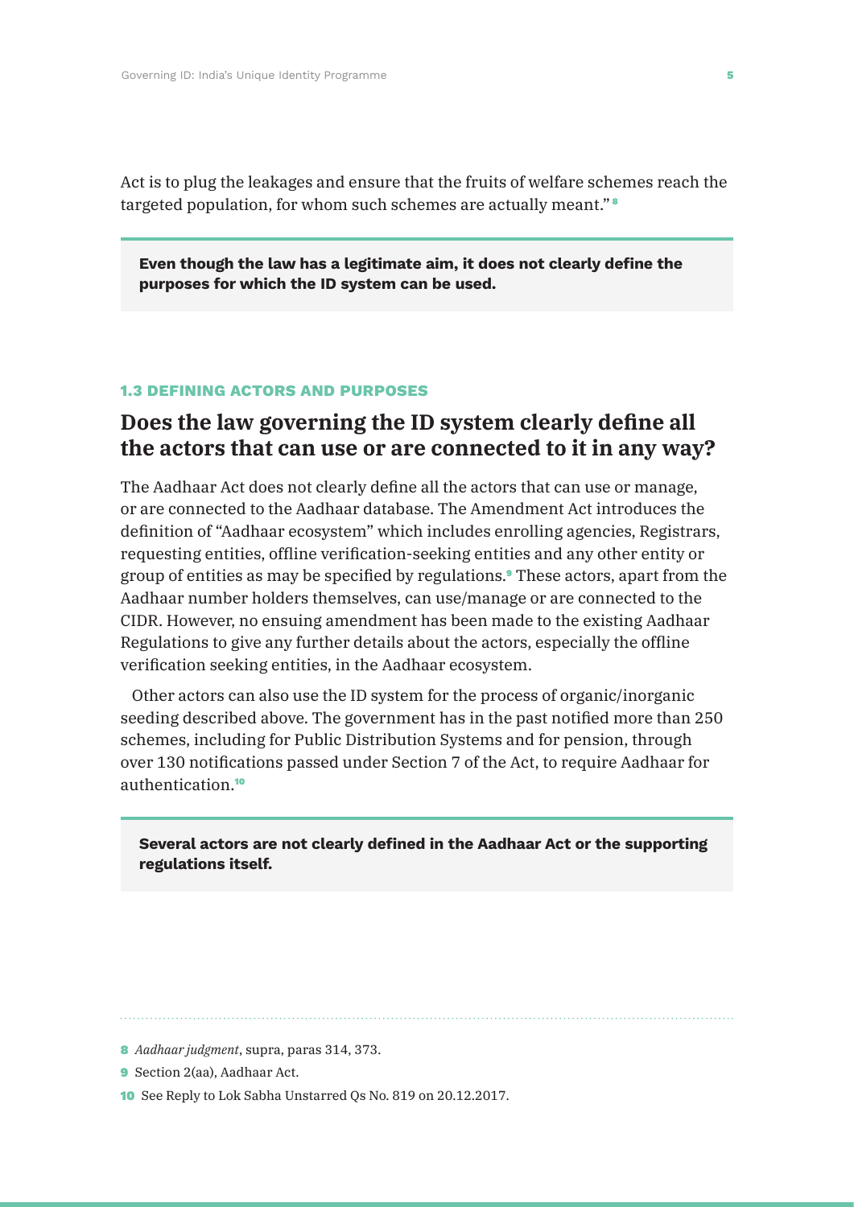Act is to plug the leakages and ensure that the fruits of welfare schemes reach the targeted population, for whom such schemes are actually meant."[8]

> **Even though the law has a legitimate aim, it does not clearly define the purposes for which the ID system can be used.**

### 1.3 DEFINING ACTORS AND PURPOSES

## Does the law governing the ID system clearly define all the actors that can use or are connected to it in any way?

The Aadhaar Act does not clearly define all the actors that can use or manage, or are connected to the Aadhaar database. The Amendment Act introduces the definition of "Aadhaar ecosystem" which includes enrolling agencies, Registrars, requesting entities, offline verification-seeking entities and any other entity or group of entities as may be specified by regulations.[9] These actors, apart from the Aadhaar number holders themselves, can use/manage or are connected to the CIDR. However, no ensuing amendment has been made to the existing Aadhaar Regulations to give any further details about the actors, especially the offline verification seeking entities, in the Aadhaar ecosystem.

Other actors can also use the ID system for the process of organic/inorganic seeding described above. The government has in the past notified more than 250 schemes, including for Public Distribution Systems and for pension, through over 130 notifications passed under Section 7 of the Act, to require Aadhaar for authentication.[10]

> **Several actors are not clearly defined in the Aadhaar Act or the supporting regulations itself.**

---

[8] *Aadhaar judgment*, supra, paras 314, 373.

[9] Section 2(aa), Aadhaar Act.

[10] See Reply to Lok Sabha Unstarred Qs No. 819 on 20.12.2017.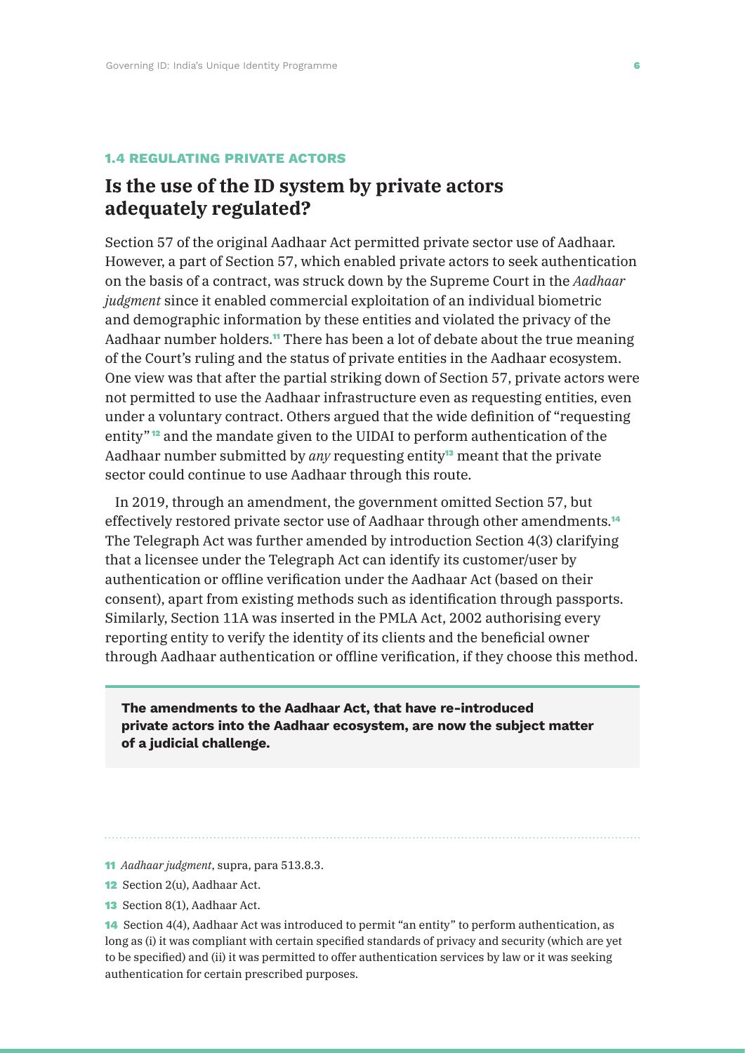### 1.4 REGULATING PRIVATE ACTORS

## Is the use of the ID system by private actors adequately regulated?

Section 57 of the original Aadhaar Act permitted private sector use of Aadhaar. However, a part of Section 57, which enabled private actors to seek authentication on the basis of a contract, was struck down by the Supreme Court in the *Aadhaar judgment* since it enabled commercial exploitation of an individual biometric and demographic information by these entities and violated the privacy of the Aadhaar number holders.[11] There has been a lot of debate about the true meaning of the Court's ruling and the status of private entities in the Aadhaar ecosystem. One view was that after the partial striking down of Section 57, private actors were not permitted to use the Aadhaar infrastructure even as requesting entities, even under a voluntary contract. Others argued that the wide definition of "requesting entity"[12] and the mandate given to the UIDAI to perform authentication of the Aadhaar number submitted by *any* requesting entity[13] meant that the private sector could continue to use Aadhaar through this route.

In 2019, through an amendment, the government omitted Section 57, but effectively restored private sector use of Aadhaar through other amendments.[14] The Telegraph Act was further amended by introduction Section 4(3) clarifying that a licensee under the Telegraph Act can identify its customer/user by authentication or offline verification under the Aadhaar Act (based on their consent), apart from existing methods such as identification through passports. Similarly, Section 11A was inserted in the PMLA Act, 2002 authorising every reporting entity to verify the identity of its clients and the beneficial owner through Aadhaar authentication or offline verification, if they choose this method.

> **The amendments to the Aadhaar Act, that have re-introduced private actors into the Aadhaar ecosystem, are now the subject matter of a judicial challenge.**

---

11 *Aadhaar judgment*, supra, para 513.8.3.

12 Section 2(u), Aadhaar Act.

13 Section 8(1), Aadhaar Act.

14 Section 4(4), Aadhaar Act was introduced to permit "an entity" to perform authentication, as long as (i) it was compliant with certain specified standards of privacy and security (which are yet to be specified) and (ii) it was permitted to offer authentication services by law or it was seeking authentication for certain prescribed purposes.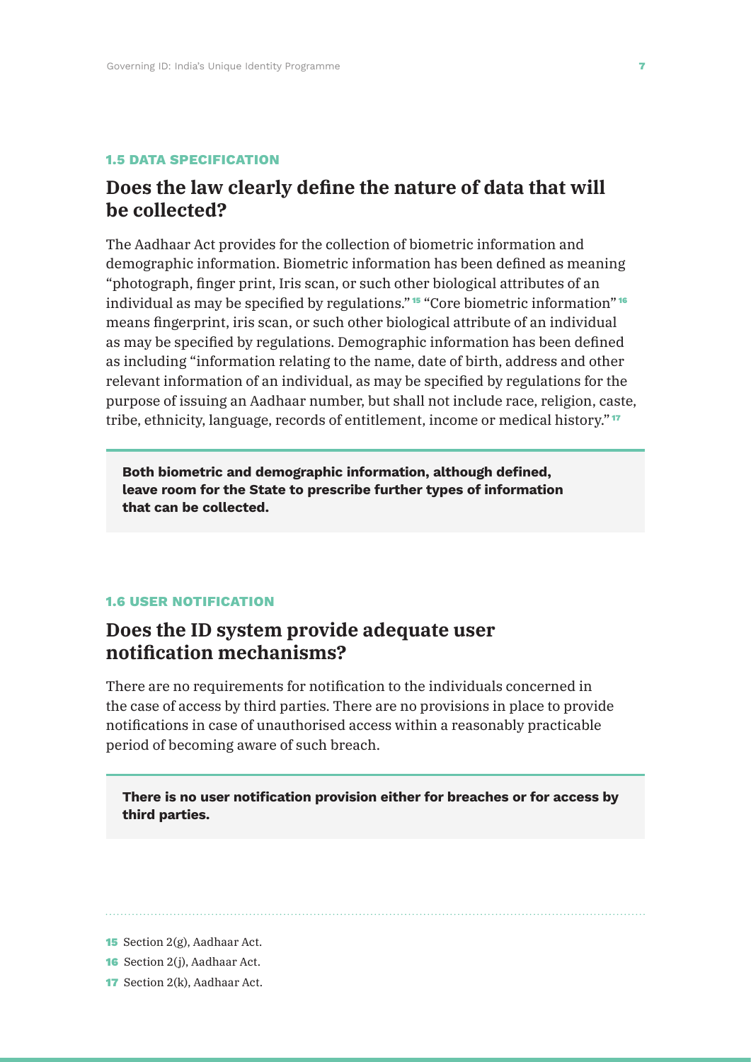### 1.5 DATA SPECIFICATION

## Does the law clearly define the nature of data that will be collected?

The Aadhaar Act provides for the collection of biometric information and demographic information. Biometric information has been defined as meaning "photograph, finger print, Iris scan, or such other biological attributes of an individual as may be specified by regulations." [15] "Core biometric information" [16] means fingerprint, iris scan, or such other biological attribute of an individual as may be specified by regulations. Demographic information has been defined as including "information relating to the name, date of birth, address and other relevant information of an individual, as may be specified by regulations for the purpose of issuing an Aadhaar number, but shall not include race, religion, caste, tribe, ethnicity, language, records of entitlement, income or medical history." [17]

**Both biometric and demographic information, although defined, leave room for the State to prescribe further types of information that can be collected.**

### 1.6 USER NOTIFICATION

## Does the ID system provide adequate user notification mechanisms?

There are no requirements for notification to the individuals concerned in the case of access by third parties. There are no provisions in place to provide notifications in case of unauthorised access within a reasonably practicable period of becoming aware of such breach.

**There is no user notification provision either for breaches or for access by third parties.**

---

[15] Section 2(g), Aadhaar Act.

[16] Section 2(j), Aadhaar Act.

[17] Section 2(k), Aadhaar Act.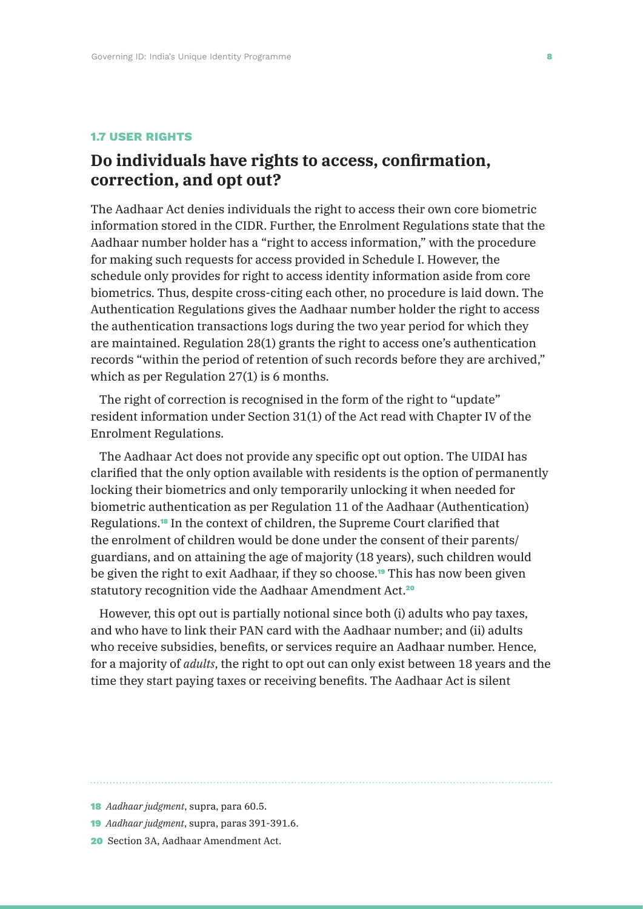#### 1.7 USER RIGHTS

## Do individuals have rights to access, confirmation, correction, and opt out?

The Aadhaar Act denies individuals the right to access their own core biometric information stored in the CIDR. Further, the Enrolment Regulations state that the Aadhaar number holder has a "right to access information," with the procedure for making such requests for access provided in Schedule I. However, the schedule only provides for right to access identity information aside from core biometrics. Thus, despite cross-citing each other, no procedure is laid down. The Authentication Regulations gives the Aadhaar number holder the right to access the authentication transactions logs during the two year period for which they are maintained. Regulation 28(1) grants the right to access one's authentication records "within the period of retention of such records before they are archived," which as per Regulation 27(1) is 6 months.

The right of correction is recognised in the form of the right to "update" resident information under Section 31(1) of the Act read with Chapter IV of the Enrolment Regulations.

The Aadhaar Act does not provide any specific opt out option. The UIDAI has clarified that the only option available with residents is the option of permanently locking their biometrics and only temporarily unlocking it when needed for biometric authentication as per Regulation 11 of the Aadhaar (Authentication) Regulations.[18] In the context of children, the Supreme Court clarified that the enrolment of children would be done under the consent of their parents/guardians, and on attaining the age of majority (18 years), such children would be given the right to exit Aadhaar, if they so choose.[19] This has now been given statutory recognition vide the Aadhaar Amendment Act.[20]

However, this opt out is partially notional since both (i) adults who pay taxes, and who have to link their PAN card with the Aadhaar number; and (ii) adults who receive subsidies, benefits, or services require an Aadhaar number. Hence, for a majority of *adults*, the right to opt out can only exist between 18 years and the time they start paying taxes or receiving benefits. The Aadhaar Act is silent

---

18 *Aadhaar judgment*, supra, para 60.5.

19 *Aadhaar judgment*, supra, paras 391-391.6.

20 Section 3A, Aadhaar Amendment Act.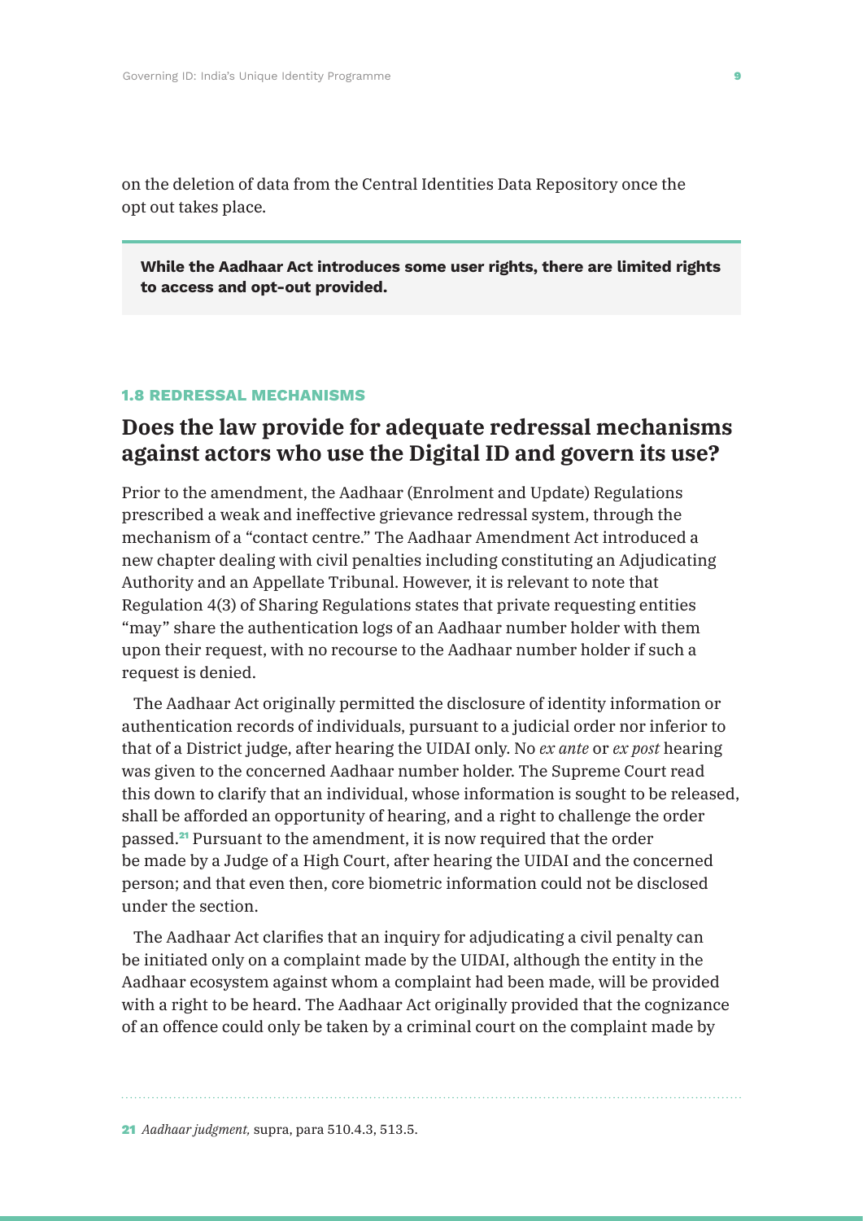on the deletion of data from the Central Identities Data Repository once the opt out takes place.

> **While the Aadhaar Act introduces some user rights, there are limited rights to access and opt-out provided.**

### 1.8 REDRESSAL MECHANISMS

## Does the law provide for adequate redressal mechanisms against actors who use the Digital ID and govern its use?

Prior to the amendment, the Aadhaar (Enrolment and Update) Regulations prescribed a weak and ineffective grievance redressal system, through the mechanism of a "contact centre." The Aadhaar Amendment Act introduced a new chapter dealing with civil penalties including constituting an Adjudicating Authority and an Appellate Tribunal. However, it is relevant to note that Regulation 4(3) of Sharing Regulations states that private requesting entities "may" share the authentication logs of an Aadhaar number holder with them upon their request, with no recourse to the Aadhaar number holder if such a request is denied.

The Aadhaar Act originally permitted the disclosure of identity information or authentication records of individuals, pursuant to a judicial order nor inferior to that of a District judge, after hearing the UIDAI only. No *ex ante* or *ex post* hearing was given to the concerned Aadhaar number holder. The Supreme Court read this down to clarify that an individual, whose information is sought to be released, shall be afforded an opportunity of hearing, and a right to challenge the order passed.[21] Pursuant to the amendment, it is now required that the order be made by a Judge of a High Court, after hearing the UIDAI and the concerned person; and that even then, core biometric information could not be disclosed under the section.

The Aadhaar Act clarifies that an inquiry for adjudicating a civil penalty can be initiated only on a complaint made by the UIDAI, although the entity in the Aadhaar ecosystem against whom a complaint had been made, will be provided with a right to be heard. The Aadhaar Act originally provided that the cognizance of an offence could only be taken by a criminal court on the complaint made by

---

[21] *Aadhaar judgment,* supra, para 510.4.3, 513.5.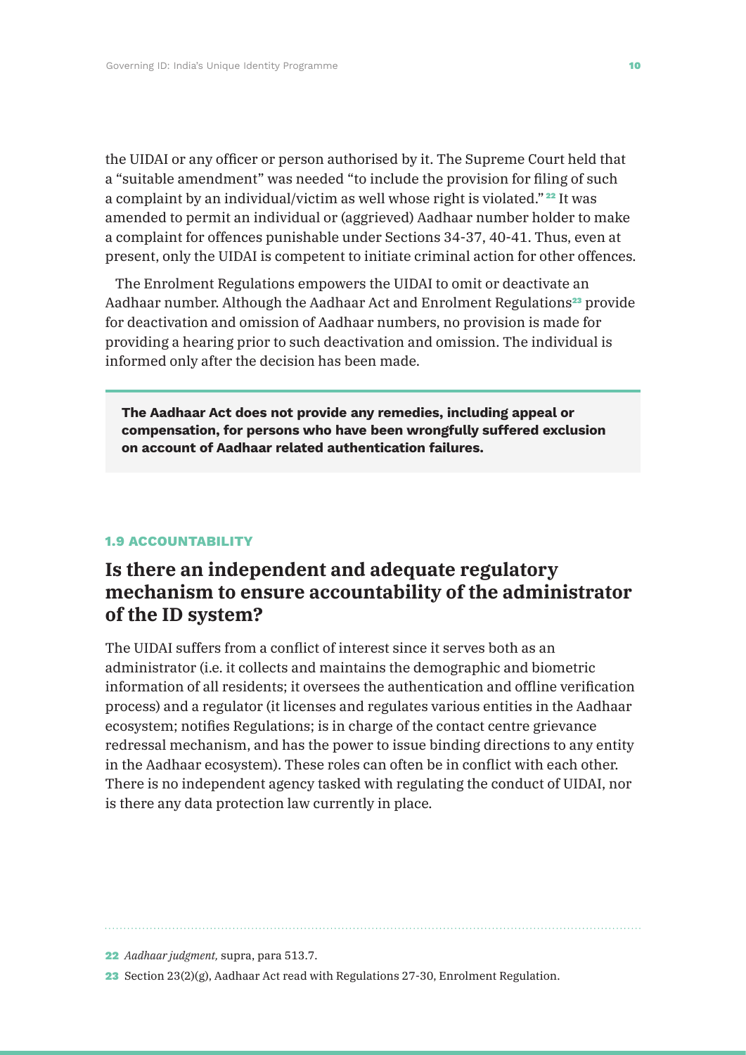the UIDAI or any officer or person authorised by it. The Supreme Court held that a "suitable amendment" was needed "to include the provision for filing of such a complaint by an individual/victim as well whose right is violated." [22] It was amended to permit an individual or (aggrieved) Aadhaar number holder to make a complaint for offences punishable under Sections 34-37, 40-41. Thus, even at present, only the UIDAI is competent to initiate criminal action for other offences.

The Enrolment Regulations empowers the UIDAI to omit or deactivate an Aadhaar number. Although the Aadhaar Act and Enrolment Regulations[23] provide for deactivation and omission of Aadhaar numbers, no provision is made for providing a hearing prior to such deactivation and omission. The individual is informed only after the decision has been made.

> **The Aadhaar Act does not provide any remedies, including appeal or compensation, for persons who have been wrongfully suffered exclusion on account of Aadhaar related authentication failures.**

#### 1.9 ACCOUNTABILITY

## Is there an independent and adequate regulatory mechanism to ensure accountability of the administrator of the ID system?

The UIDAI suffers from a conflict of interest since it serves both as an administrator (i.e. it collects and maintains the demographic and biometric information of all residents; it oversees the authentication and offline verification process) and a regulator (it licenses and regulates various entities in the Aadhaar ecosystem; notifies Regulations; is in charge of the contact centre grievance redressal mechanism, and has the power to issue binding directions to any entity in the Aadhaar ecosystem). These roles can often be in conflict with each other. There is no independent agency tasked with regulating the conduct of UIDAI, nor is there any data protection law currently in place.

---

22 *Aadhaar judgment,* supra, para 513.7.

23 Section 23(2)(g), Aadhaar Act read with Regulations 27-30, Enrolment Regulation.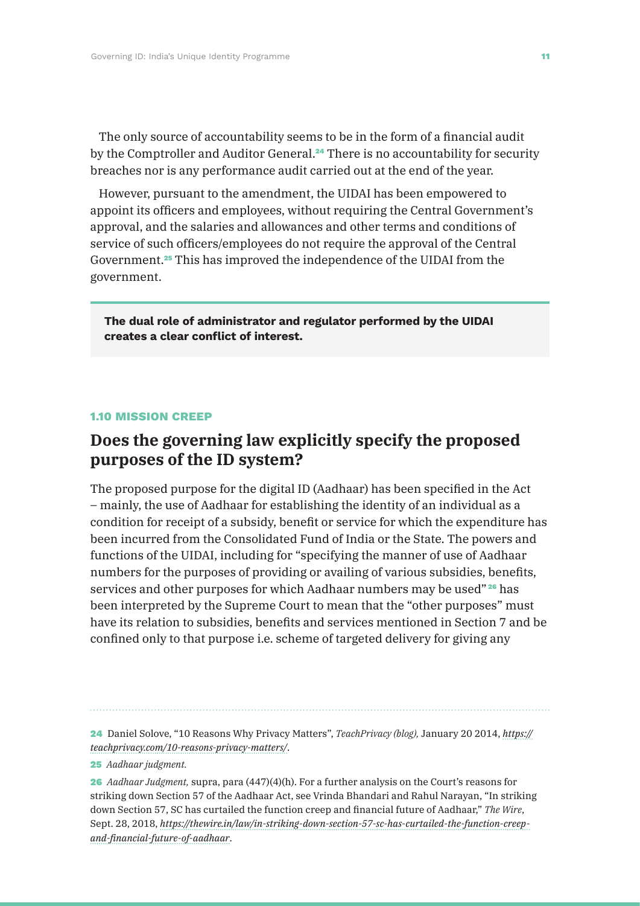The only source of accountability seems to be in the form of a financial audit by the Comptroller and Auditor General.[24] There is no accountability for security breaches nor is any performance audit carried out at the end of the year.

However, pursuant to the amendment, the UIDAI has been empowered to appoint its officers and employees, without requiring the Central Government's approval, and the salaries and allowances and other terms and conditions of service of such officers/employees do not require the approval of the Central Government.[25] This has improved the independence of the UIDAI from the government.

> **The dual role of administrator and regulator performed by the UIDAI creates a clear conflict of interest.**

### 1.10 MISSION CREEP

## Does the governing law explicitly specify the proposed purposes of the ID system?

The proposed purpose for the digital ID (Aadhaar) has been specified in the Act – mainly, the use of Aadhaar for establishing the identity of an individual as a condition for receipt of a subsidy, benefit or service for which the expenditure has been incurred from the Consolidated Fund of India or the State. The powers and functions of the UIDAI, including for "specifying the manner of use of Aadhaar numbers for the purposes of providing or availing of various subsidies, benefits, services and other purposes for which Aadhaar numbers may be used"[26] has been interpreted by the Supreme Court to mean that the "other purposes" must have its relation to subsidies, benefits and services mentioned in Section 7 and be confined only to that purpose i.e. scheme of targeted delivery for giving any

---

24 Daniel Solove, "10 Reasons Why Privacy Matters", *TeachPrivacy (blog),* January 20 2014, *https://teachprivacy.com/10-reasons-privacy-matters/*.

25 *Aadhaar judgment.*

26 *Aadhaar Judgment,* supra, para (447)(4)(h). For a further analysis on the Court's reasons for striking down Section 57 of the Aadhaar Act, see Vrinda Bhandari and Rahul Narayan, "In striking down Section 57, SC has curtailed the function creep and financial future of Aadhaar," *The Wire*, Sept. 28, 2018, *https://thewire.in/law/in-striking-down-section-57-sc-has-curtailed-the-function-creep-and-financial-future-of-aadhaar*.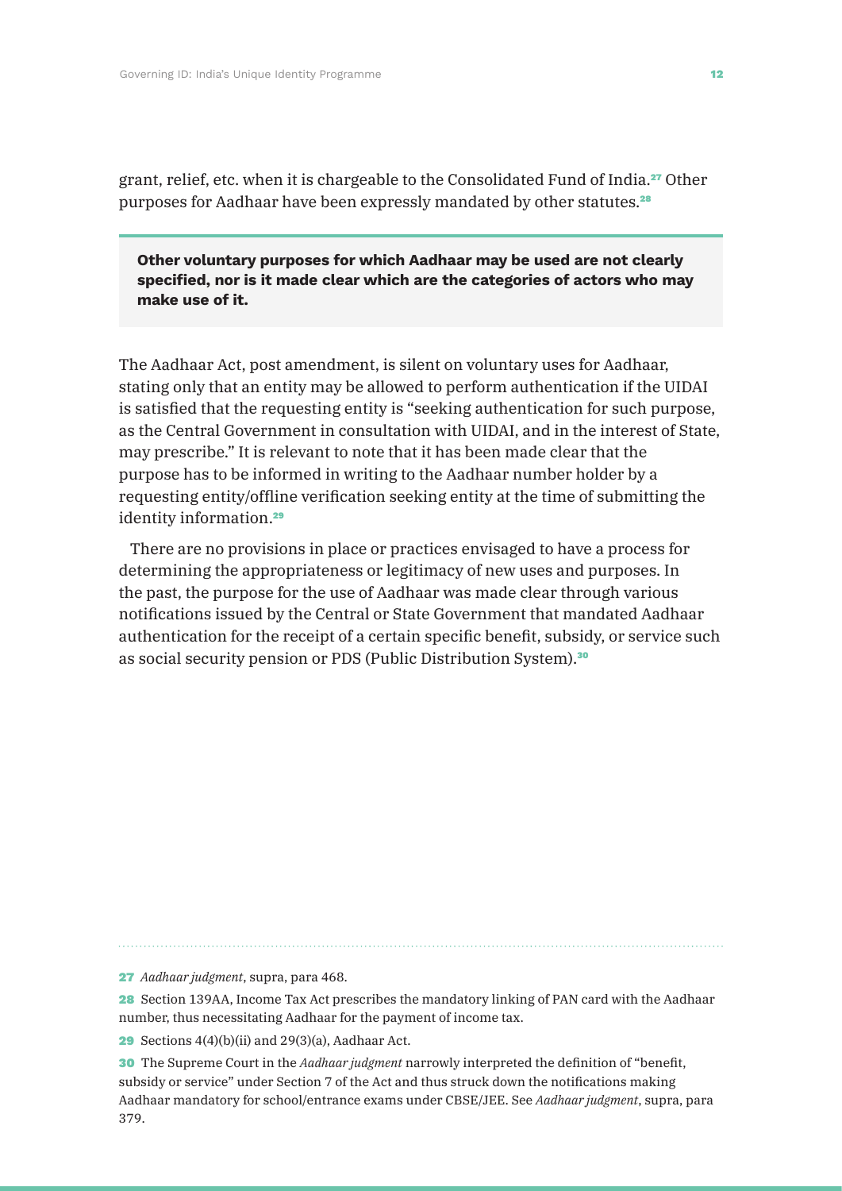grant, relief, etc. when it is chargeable to the Consolidated Fund of India.[27] Other purposes for Aadhaar have been expressly mandated by other statutes.[28]

> **Other voluntary purposes for which Aadhaar may be used are not clearly specified, nor is it made clear which are the categories of actors who may make use of it.**

The Aadhaar Act, post amendment, is silent on voluntary uses for Aadhaar, stating only that an entity may be allowed to perform authentication if the UIDAI is satisfied that the requesting entity is "seeking authentication for such purpose, as the Central Government in consultation with UIDAI, and in the interest of State, may prescribe." It is relevant to note that it has been made clear that the purpose has to be informed in writing to the Aadhaar number holder by a requesting entity/offline verification seeking entity at the time of submitting the identity information.[29]

There are no provisions in place or practices envisaged to have a process for determining the appropriateness or legitimacy of new uses and purposes. In the past, the purpose for the use of Aadhaar was made clear through various notifications issued by the Central or State Government that mandated Aadhaar authentication for the receipt of a certain specific benefit, subsidy, or service such as social security pension or PDS (Public Distribution System).[30]

---

**27** *Aadhaar judgment*, supra, para 468.

**28** Section 139AA, Income Tax Act prescribes the mandatory linking of PAN card with the Aadhaar number, thus necessitating Aadhaar for the payment of income tax.

**29** Sections 4(4)(b)(ii) and 29(3)(a), Aadhaar Act.

**30** The Supreme Court in the *Aadhaar judgment* narrowly interpreted the definition of "benefit, subsidy or service" under Section 7 of the Act and thus struck down the notifications making Aadhaar mandatory for school/entrance exams under CBSE/JEE. See *Aadhaar judgment*, supra, para 379.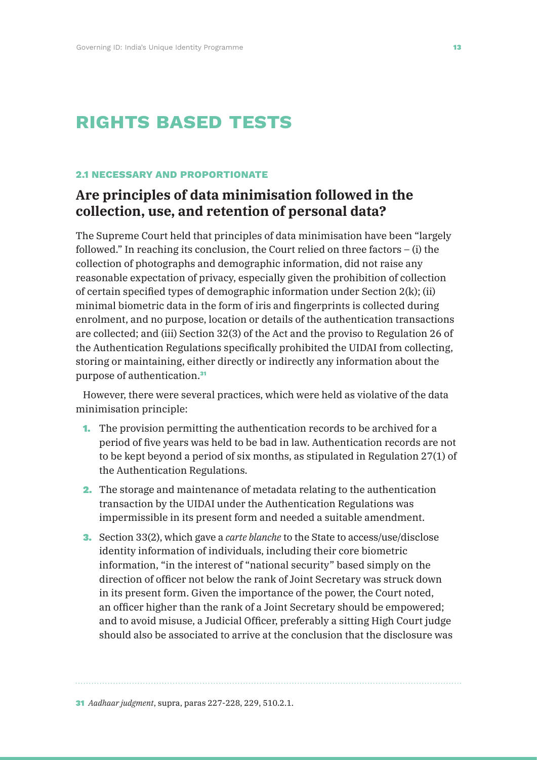# RIGHTS BASED TESTS

#### 2.1 NECESSARY AND PROPORTIONATE

## Are principles of data minimisation followed in the collection, use, and retention of personal data?

The Supreme Court held that principles of data minimisation have been "largely followed." In reaching its conclusion, the Court relied on three factors – (i) the collection of photographs and demographic information, did not raise any reasonable expectation of privacy, especially given the prohibition of collection of certain specified types of demographic information under Section 2(k); (ii) minimal biometric data in the form of iris and fingerprints is collected during enrolment, and no purpose, location or details of the authentication transactions are collected; and (iii) Section 32(3) of the Act and the proviso to Regulation 26 of the Authentication Regulations specifically prohibited the UIDAI from collecting, storing or maintaining, either directly or indirectly any information about the purpose of authentication.[31]

However, there were several practices, which were held as violative of the data minimisation principle:

1. The provision permitting the authentication records to be archived for a period of five years was held to be bad in law. Authentication records are not to be kept beyond a period of six months, as stipulated in Regulation 27(1) of the Authentication Regulations.
2. The storage and maintenance of metadata relating to the authentication transaction by the UIDAI under the Authentication Regulations was impermissible in its present form and needed a suitable amendment.
3. Section 33(2), which gave a *carte blanche* to the State to access/use/disclose identity information of individuals, including their core biometric information, "in the interest of "national security" based simply on the direction of officer not below the rank of Joint Secretary was struck down in its present form. Given the importance of the power, the Court noted, an officer higher than the rank of a Joint Secretary should be empowered; and to avoid misuse, a Judicial Officer, preferably a sitting High Court judge should also be associated to arrive at the conclusion that the disclosure was

---

[31] *Aadhaar judgment*, supra, paras 227-228, 229, 510.2.1.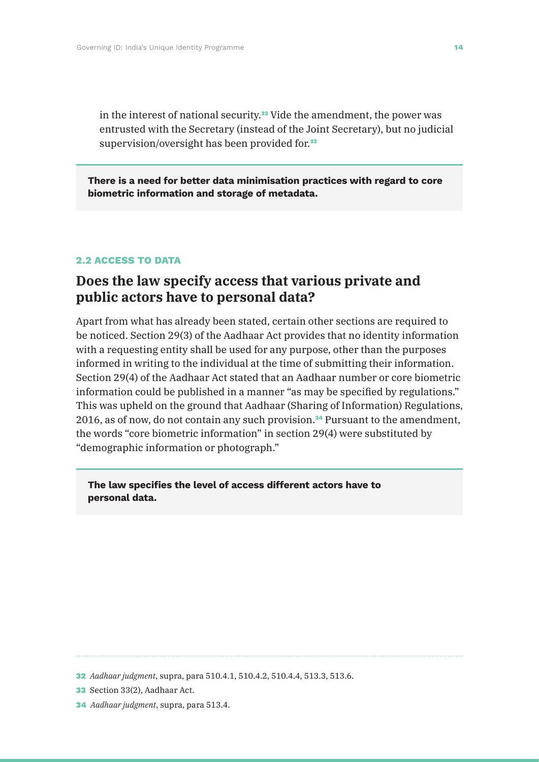in the interest of national security.[32] Vide the amendment, the power was entrusted with the Secretary (instead of the Joint Secretary), but no judicial supervision/oversight has been provided for.[33]

**There is a need for better data minimisation practices with regard to core biometric information and storage of metadata.**

### 2.2 ACCESS TO DATA

## Does the law specify access that various private and public actors have to personal data?

Apart from what has already been stated, certain other sections are required to be noticed. Section 29(3) of the Aadhaar Act provides that no identity information with a requesting entity shall be used for any purpose, other than the purposes informed in writing to the individual at the time of submitting their information. Section 29(4) of the Aadhaar Act stated that an Aadhaar number or core biometric information could be published in a manner "as may be specified by regulations." This was upheld on the ground that Aadhaar (Sharing of Information) Regulations, 2016, as of now, do not contain any such provision.[34] Pursuant to the amendment, the words "core biometric information" in section 29(4) were substituted by "demographic information or photograph."

**The law specifies the level of access different actors have to personal data.**

---

32 *Aadhaar judgment*, supra, para 510.4.1, 510.4.2, 510.4.4, 513.3, 513.6.

33 Section 33(2), Aadhaar Act.

34 *Aadhaar judgment*, supra, para 513.4.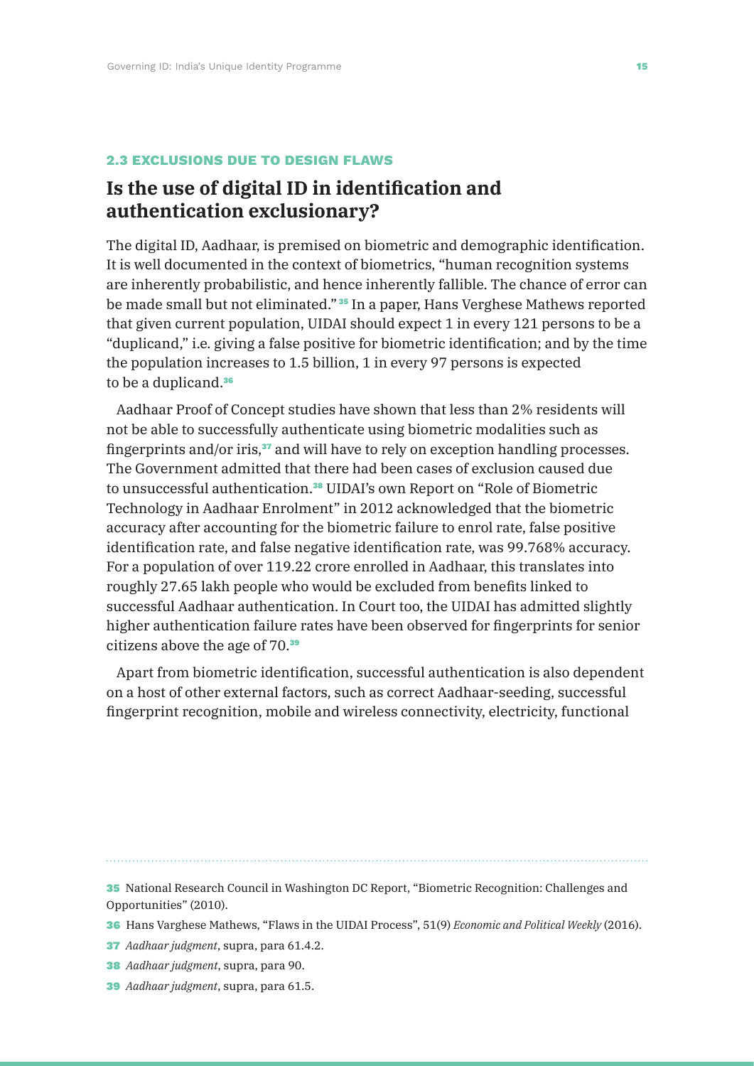### 2.3 EXCLUSIONS DUE TO DESIGN FLAWS

## Is the use of digital ID in identification and authentication exclusionary?

The digital ID, Aadhaar, is premised on biometric and demographic identification. It is well documented in the context of biometrics, "human recognition systems are inherently probabilistic, and hence inherently fallible. The chance of error can be made small but not eliminated." [35] In a paper, Hans Verghese Mathews reported that given current population, UIDAI should expect 1 in every 121 persons to be a "duplicand," i.e. giving a false positive for biometric identification; and by the time the population increases to 1.5 billion, 1 in every 97 persons is expected to be a duplicand.[36]

Aadhaar Proof of Concept studies have shown that less than 2% residents will not be able to successfully authenticate using biometric modalities such as fingerprints and/or iris,[37] and will have to rely on exception handling processes. The Government admitted that there had been cases of exclusion caused due to unsuccessful authentication.[38] UIDAI's own Report on "Role of Biometric Technology in Aadhaar Enrolment" in 2012 acknowledged that the biometric accuracy after accounting for the biometric failure to enrol rate, false positive identification rate, and false negative identification rate, was 99.768% accuracy. For a population of over 119.22 crore enrolled in Aadhaar, this translates into roughly 27.65 lakh people who would be excluded from benefits linked to successful Aadhaar authentication. In Court too, the UIDAI has admitted slightly higher authentication failure rates have been observed for fingerprints for senior citizens above the age of 70.[39]

Apart from biometric identification, successful authentication is also dependent on a host of other external factors, such as correct Aadhaar-seeding, successful fingerprint recognition, mobile and wireless connectivity, electricity, functional

---

35 National Research Council in Washington DC Report, "Biometric Recognition: Challenges and Opportunities" (2010).

36 Hans Varghese Mathews, "Flaws in the UIDAI Process", 51(9) *Economic and Political Weekly* (2016).

37 *Aadhaar judgment*, supra, para 61.4.2.

38 *Aadhaar judgment*, supra, para 90.

39 *Aadhaar judgment*, supra, para 61.5.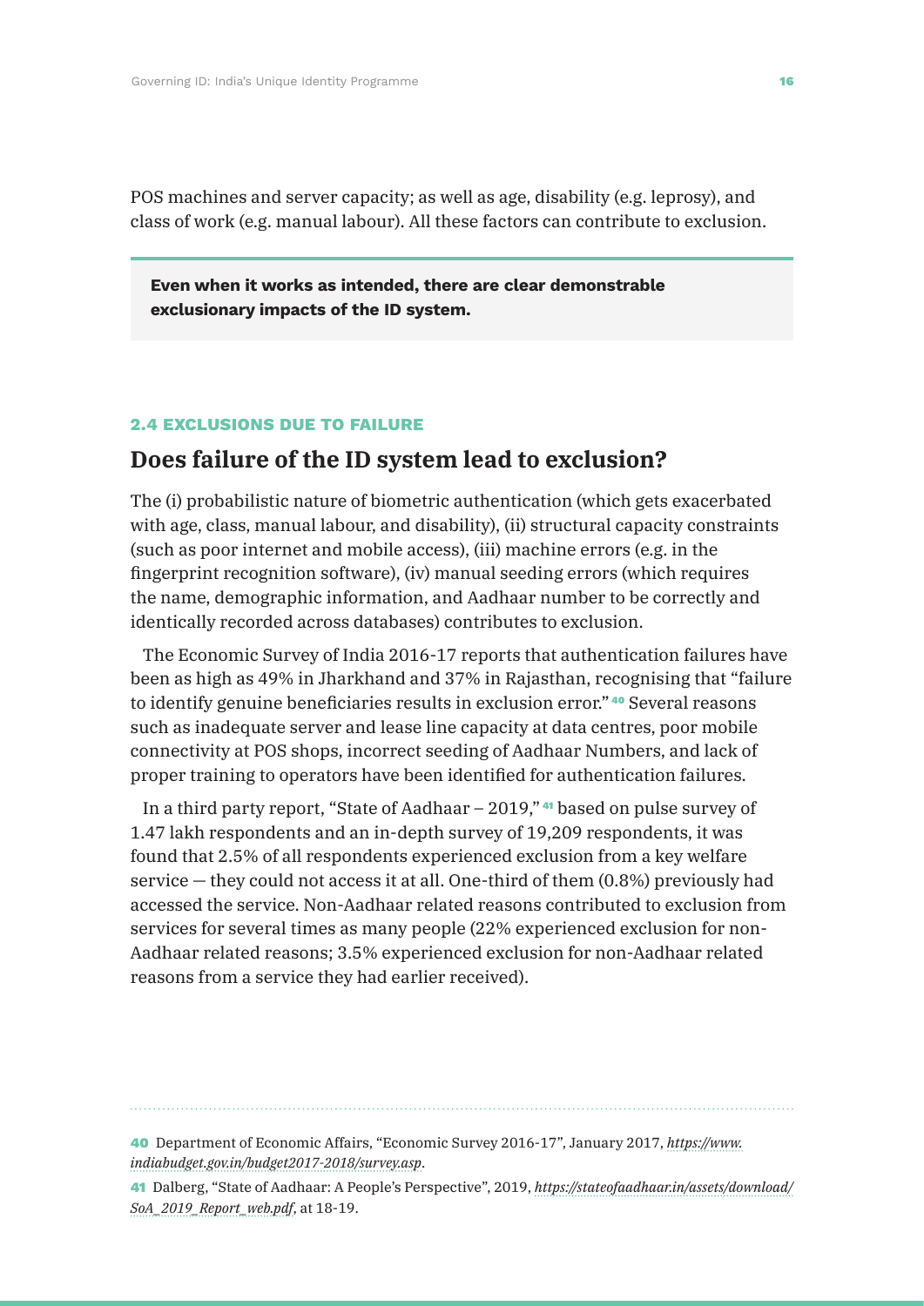POS machines and server capacity; as well as age, disability (e.g. leprosy), and class of work (e.g. manual labour). All these factors can contribute to exclusion.

> **Even when it works as intended, there are clear demonstrable exclusionary impacts of the ID system.**

#### 2.4 EXCLUSIONS DUE TO FAILURE

## Does failure of the ID system lead to exclusion?

The (i) probabilistic nature of biometric authentication (which gets exacerbated with age, class, manual labour, and disability), (ii) structural capacity constraints (such as poor internet and mobile access), (iii) machine errors (e.g. in the fingerprint recognition software), (iv) manual seeding errors (which requires the name, demographic information, and Aadhaar number to be correctly and identically recorded across databases) contributes to exclusion.

The Economic Survey of India 2016-17 reports that authentication failures have been as high as 49% in Jharkhand and 37% in Rajasthan, recognising that "failure to identify genuine beneficiaries results in exclusion error." [40] Several reasons such as inadequate server and lease line capacity at data centres, poor mobile connectivity at POS shops, incorrect seeding of Aadhaar Numbers, and lack of proper training to operators have been identified for authentication failures.

In a third party report, "State of Aadhaar – 2019," [41] based on pulse survey of 1.47 lakh respondents and an in-depth survey of 19,209 respondents, it was found that 2.5% of all respondents experienced exclusion from a key welfare service — they could not access it at all. One-third of them (0.8%) previously had accessed the service. Non-Aadhaar related reasons contributed to exclusion from services for several times as many people (22% experienced exclusion for non-Aadhaar related reasons; 3.5% experienced exclusion for non-Aadhaar related reasons from a service they had earlier received).

---

[40] Department of Economic Affairs, "Economic Survey 2016-17", January 2017, *https://www.indiabudget.gov.in/budget2017-2018/survey.asp*.

[41] Dalberg, "State of Aadhaar: A People's Perspective", 2019, *https://stateofaadhaar.in/assets/download/SoA_2019_Report_web.pdf*, at 18-19.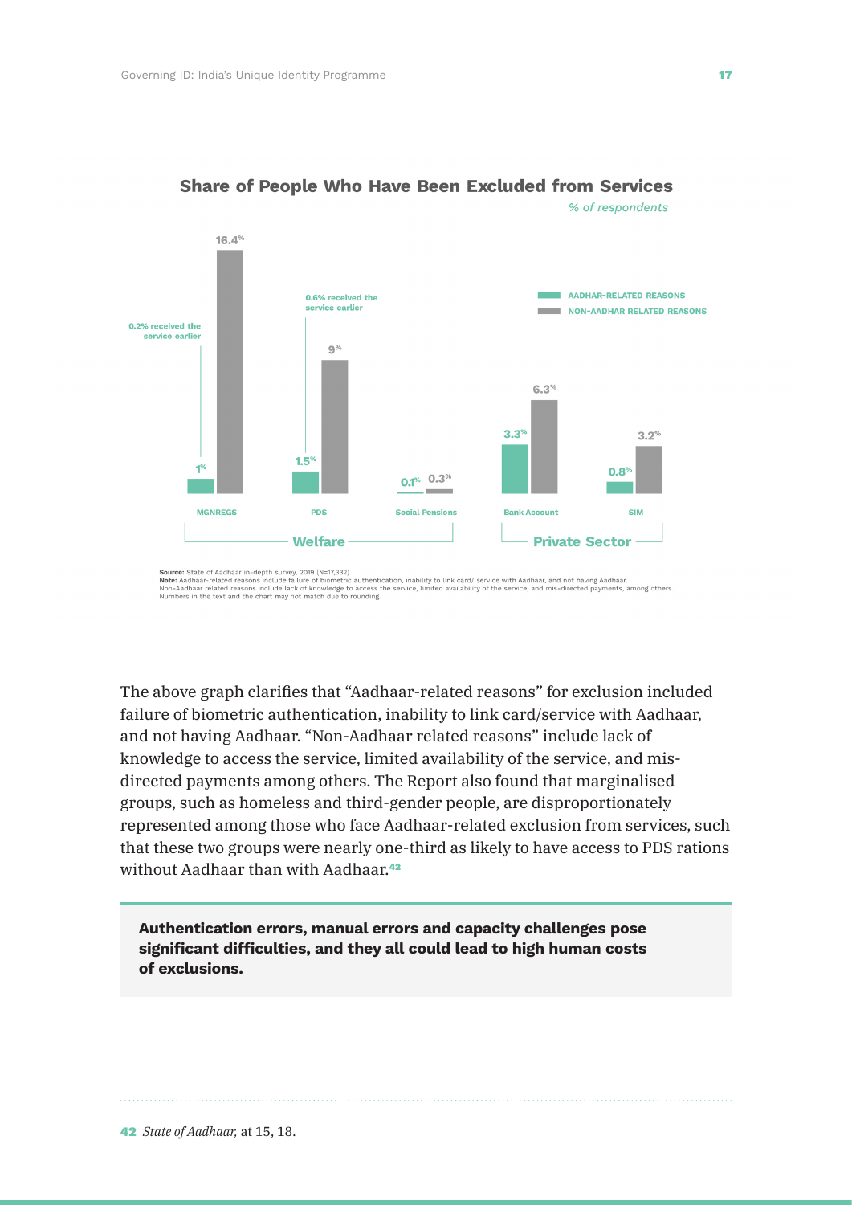**Share of People Who Have Been Excluded from Services**

*% of respondents*

| Category | Service | Aadhar-related reasons | Non-Aadhar related reasons |
|---|---|---|---|
| Welfare | MGNREGS | 1% (0.2% received the service earlier) | 16.4% |
| Welfare | PDS | 1.5% (0.6% received the service earlier) | 9% |
| Welfare | Social Pensions | 0.1% | 0.3% |
| Private Sector | Bank Account | 3.3% | 6.3% |
| Private Sector | SIM | 0.8% | 3.2% |

**Source:** State of Aadhaar in-depth survey, 2019 (N=17,332)
**Note:** Aadhaar-related reasons include failure of biometric authentication, inability to link card/ service with Aadhaar, and not having Aadhaar. Non-Aadhaar related reasons include lack of knowledge to access the service, limited availability of the service, and mis-directed payments, among others. Numbers in the text and the chart may not match due to rounding.

The above graph clarifies that "Aadhaar-related reasons" for exclusion included failure of biometric authentication, inability to link card/service with Aadhaar, and not having Aadhaar. "Non-Aadhaar related reasons" include lack of knowledge to access the service, limited availability of the service, and mis-directed payments among others. The Report also found that marginalised groups, such as homeless and third-gender people, are disproportionately represented among those who face Aadhaar-related exclusion from services, such that these two groups were nearly one-third as likely to have access to PDS rations without Aadhaar than with Aadhaar.[42]

**Authentication errors, manual errors and capacity challenges pose significant difficulties, and they all could lead to high human costs of exclusions.**

42 *State of Aadhaar,* at 15, 18.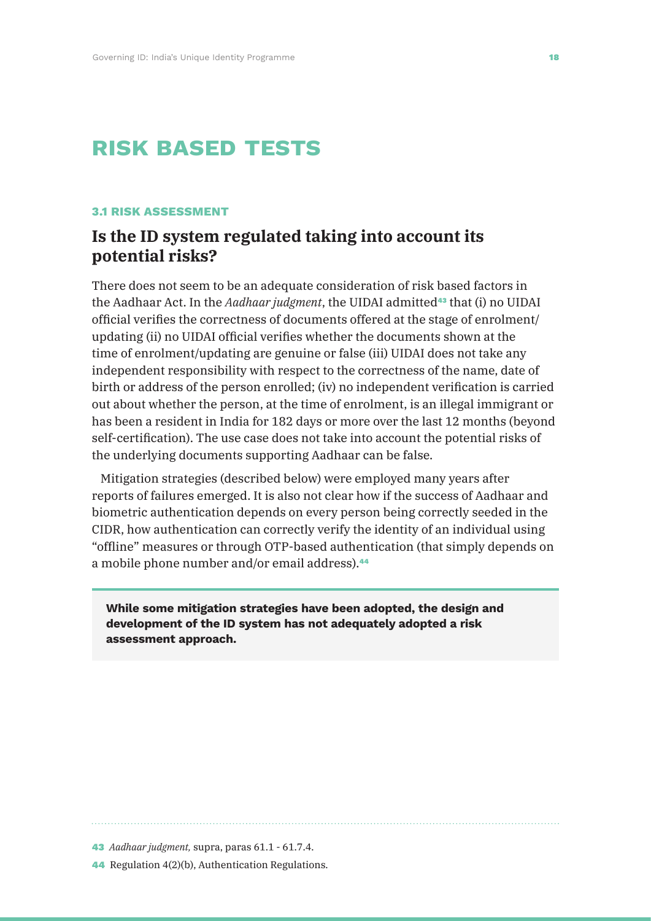# RISK BASED TESTS

### 3.1 RISK ASSESSMENT

## Is the ID system regulated taking into account its potential risks?

There does not seem to be an adequate consideration of risk based factors in the Aadhaar Act. In the *Aadhaar judgment*, the UIDAI admitted[43] that (i) no UIDAI official verifies the correctness of documents offered at the stage of enrolment/updating (ii) no UIDAI official verifies whether the documents shown at the time of enrolment/updating are genuine or false (iii) UIDAI does not take any independent responsibility with respect to the correctness of the name, date of birth or address of the person enrolled; (iv) no independent verification is carried out about whether the person, at the time of enrolment, is an illegal immigrant or has been a resident in India for 182 days or more over the last 12 months (beyond self-certification). The use case does not take into account the potential risks of the underlying documents supporting Aadhaar can be false.

Mitigation strategies (described below) were employed many years after reports of failures emerged. It is also not clear how if the success of Aadhaar and biometric authentication depends on every person being correctly seeded in the CIDR, how authentication can correctly verify the identity of an individual using "offline" measures or through OTP-based authentication (that simply depends on a mobile phone number and/or email address).[44]

**While some mitigation strategies have been adopted, the design and development of the ID system has not adequately adopted a risk assessment approach.**

---

[43] *Aadhaar judgment,* supra, paras 61.1 - 61.7.4.

[44] Regulation 4(2)(b), Authentication Regulations.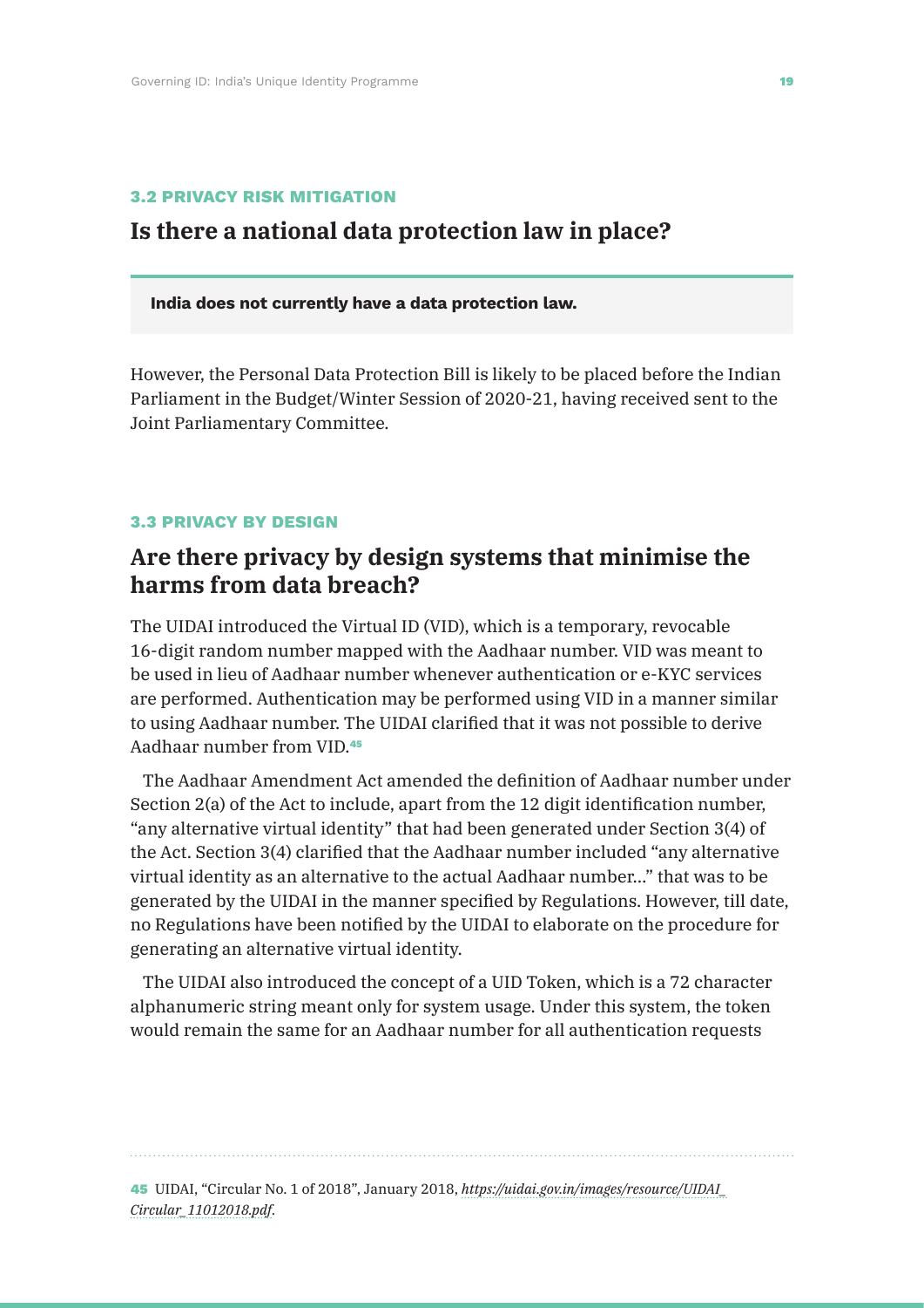### 3.2 PRIVACY RISK MITIGATION

## Is there a national data protection law in place?

**India does not currently have a data protection law.**

However, the Personal Data Protection Bill is likely to be placed before the Indian Parliament in the Budget/Winter Session of 2020-21, having received sent to the Joint Parliamentary Committee.

### 3.3 PRIVACY BY DESIGN

## Are there privacy by design systems that minimise the harms from data breach?

The UIDAI introduced the Virtual ID (VID), which is a temporary, revocable 16-digit random number mapped with the Aadhaar number. VID was meant to be used in lieu of Aadhaar number whenever authentication or e-KYC services are performed. Authentication may be performed using VID in a manner similar to using Aadhaar number. The UIDAI clarified that it was not possible to derive Aadhaar number from VID.[45]

The Aadhaar Amendment Act amended the definition of Aadhaar number under Section 2(a) of the Act to include, apart from the 12 digit identification number, "any alternative virtual identity" that had been generated under Section 3(4) of the Act. Section 3(4) clarified that the Aadhaar number included "any alternative virtual identity as an alternative to the actual Aadhaar number..." that was to be generated by the UIDAI in the manner specified by Regulations. However, till date, no Regulations have been notified by the UIDAI to elaborate on the procedure for generating an alternative virtual identity.

The UIDAI also introduced the concept of a UID Token, which is a 72 character alphanumeric string meant only for system usage. Under this system, the token would remain the same for an Aadhaar number for all authentication requests

---

[45] UIDAI, "Circular No. 1 of 2018", January 2018, *https://uidai.gov.in/images/resource/UIDAI_Circular_11012018.pdf*.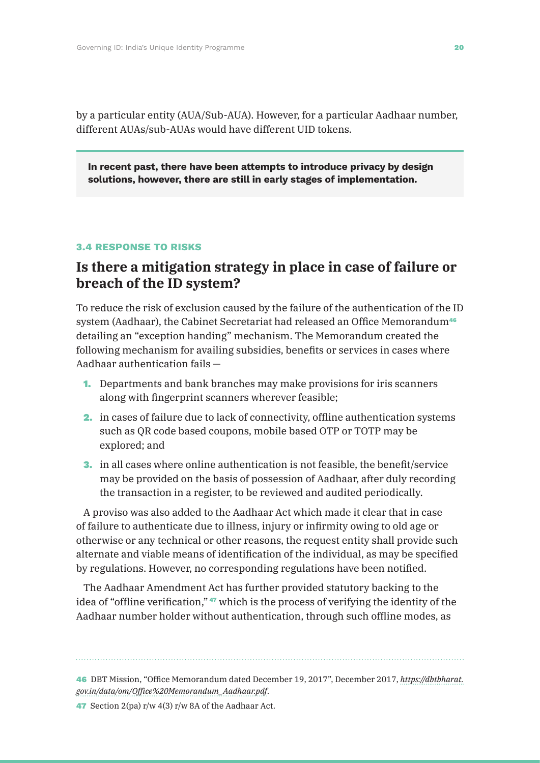by a particular entity (AUA/Sub-AUA). However, for a particular Aadhaar number, different AUAs/sub-AUAs would have different UID tokens.

> **In recent past, there have been attempts to introduce privacy by design solutions, however, there are still in early stages of implementation.**

### 3.4 RESPONSE TO RISKS

## Is there a mitigation strategy in place in case of failure or breach of the ID system?

To reduce the risk of exclusion caused by the failure of the authentication of the ID system (Aadhaar), the Cabinet Secretariat had released an Office Memorandum[46] detailing an "exception handing" mechanism. The Memorandum created the following mechanism for availing subsidies, benefits or services in cases where Aadhaar authentication fails —

1. Departments and bank branches may make provisions for iris scanners along with fingerprint scanners wherever feasible;
2. in cases of failure due to lack of connectivity, offline authentication systems such as QR code based coupons, mobile based OTP or TOTP may be explored; and
3. in all cases where online authentication is not feasible, the benefit/service may be provided on the basis of possession of Aadhaar, after duly recording the transaction in a register, to be reviewed and audited periodically.

A proviso was also added to the Aadhaar Act which made it clear that in case of failure to authenticate due to illness, injury or infirmity owing to old age or otherwise or any technical or other reasons, the request entity shall provide such alternate and viable means of identification of the individual, as may be specified by regulations. However, no corresponding regulations have been notified.

The Aadhaar Amendment Act has further provided statutory backing to the idea of "offline verification,"[47] which is the process of verifying the identity of the Aadhaar number holder without authentication, through such offline modes, as

---

46 DBT Mission, "Office Memorandum dated December 19, 2017", December 2017, *https://dbtbharat.gov.in/data/om/Office%20Memorandum_Aadhaar.pdf*.

47 Section 2(pa) r/w 4(3) r/w 8A of the Aadhaar Act.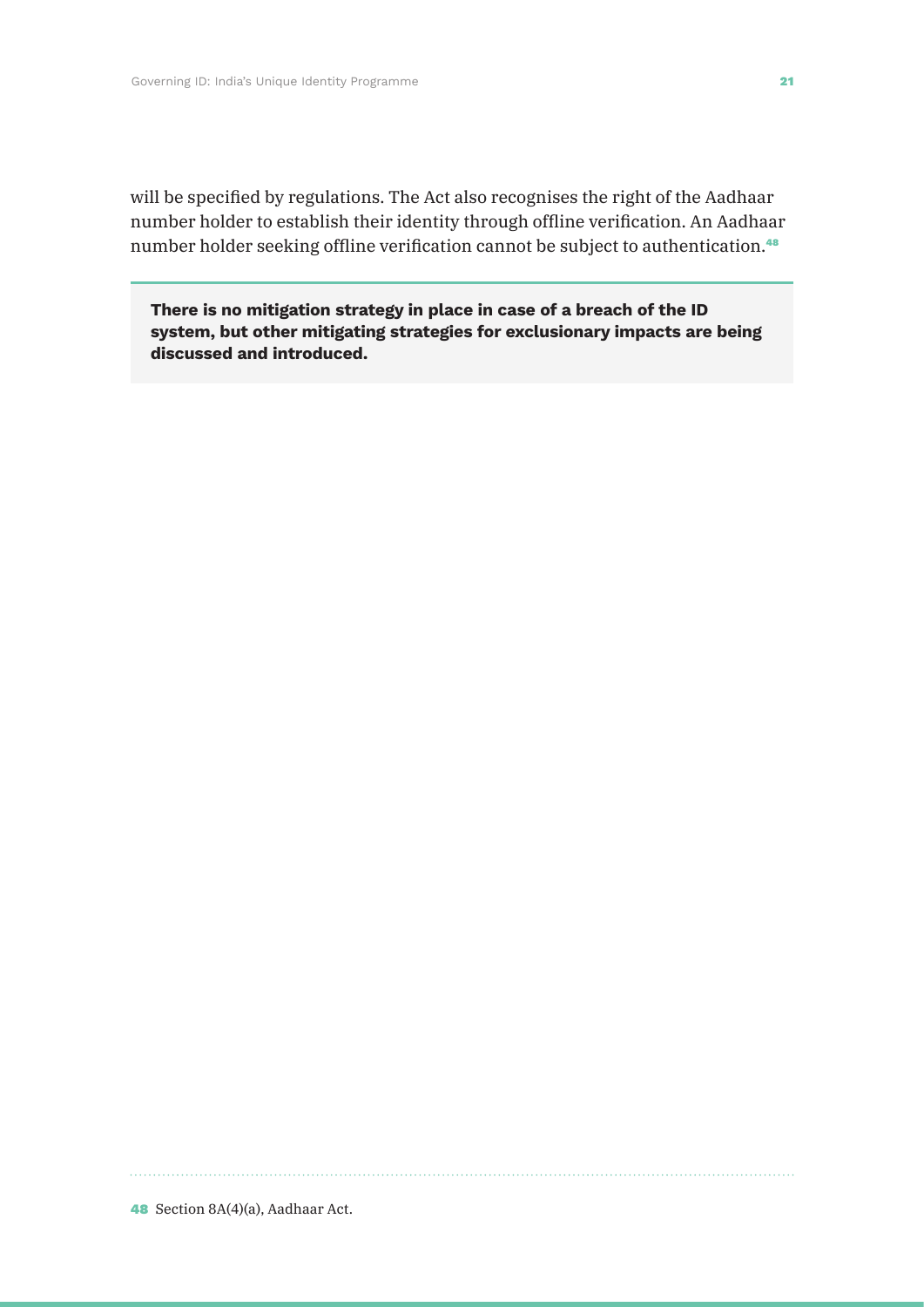will be specified by regulations. The Act also recognises the right of the Aadhaar number holder to establish their identity through offline verification. An Aadhaar number holder seeking offline verification cannot be subject to authentication.[48]

> **There is no mitigation strategy in place in case of a breach of the ID system, but other mitigating strategies for exclusionary impacts are being discussed and introduced.**

---

48 Section 8A(4)(a), Aadhaar Act.